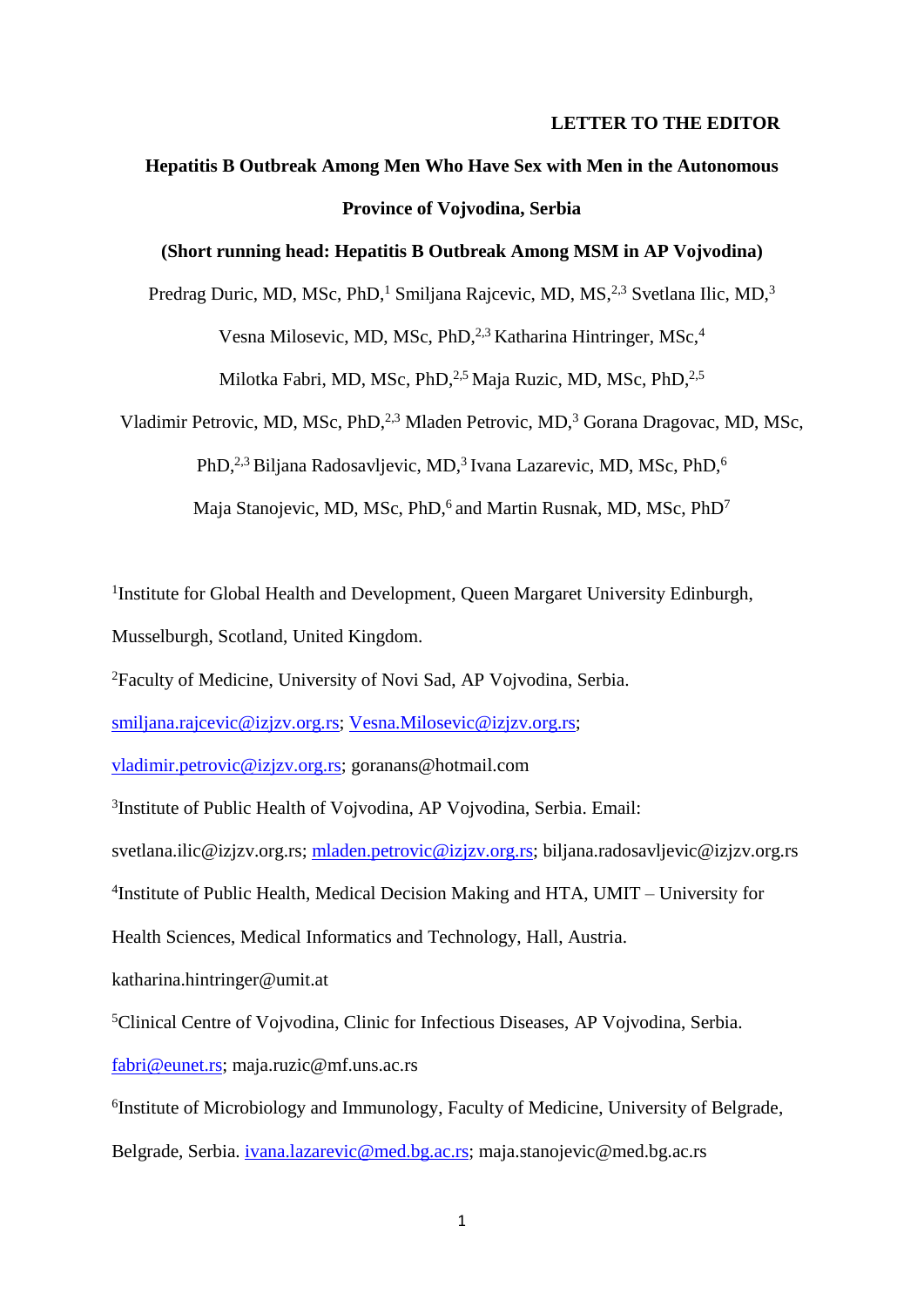**LETTER TO THE EDITOR**

# Hepatitis B Outbreak Among Men Who Have Sex with Men in the Autonomous Province of Vojvodina, Serbia

**(Short running head: Hepatitis B Outbreak Among MSM in AP Vojvodina)**

Predrag Duric, MD, MSc, PhD,[1] Smiljana Rajcevic, MD, MS,[2,3] Svetlana Ilic, MD,[3] Vesna Milosevic, MD, MSc, PhD,[2,3] Katharina Hintringer, MSc,[4] Milotka Fabri, MD, MSc, PhD,[2,5] Maja Ruzic, MD, MSc, PhD,[2,5] Vladimir Petrovic, MD, MSc, PhD,[2,3] Mladen Petrovic, MD,[3] Gorana Dragovac, MD, MSc, PhD,[2,3] Biljana Radosavljevic, MD,[3] Ivana Lazarevic, MD, MSc, PhD,[6] Maja Stanojevic, MD, MSc, PhD,[6] and Martin Rusnak, MD, MSc, PhD[7]

[1]Institute for Global Health and Development, Queen Margaret University Edinburgh, Musselburgh, Scotland, United Kingdom.

[2]Faculty of Medicine, University of Novi Sad, AP Vojvodina, Serbia. smiljana.rajcevic@izjzv.org.rs; Vesna.Milosevic@izjzv.org.rs; vladimir.petrovic@izjzv.org.rs; goranans@hotmail.com

[3]Institute of Public Health of Vojvodina, AP Vojvodina, Serbia. Email: svetlana.ilic@izjzv.org.rs; mladen.petrovic@izjzv.org.rs; biljana.radosavljevic@izjzv.org.rs

[4]Institute of Public Health, Medical Decision Making and HTA, UMIT – University for Health Sciences, Medical Informatics and Technology, Hall, Austria. katharina.hintringer@umit.at

[5]Clinical Centre of Vojvodina, Clinic for Infectious Diseases, AP Vojvodina, Serbia. fabri@eunet.rs; maja.ruzic@mf.uns.ac.rs

[6]Institute of Microbiology and Immunology, Faculty of Medicine, University of Belgrade, Belgrade, Serbia. ivana.lazarevic@med.bg.ac.rs; maja.stanojevic@med.bg.ac.rs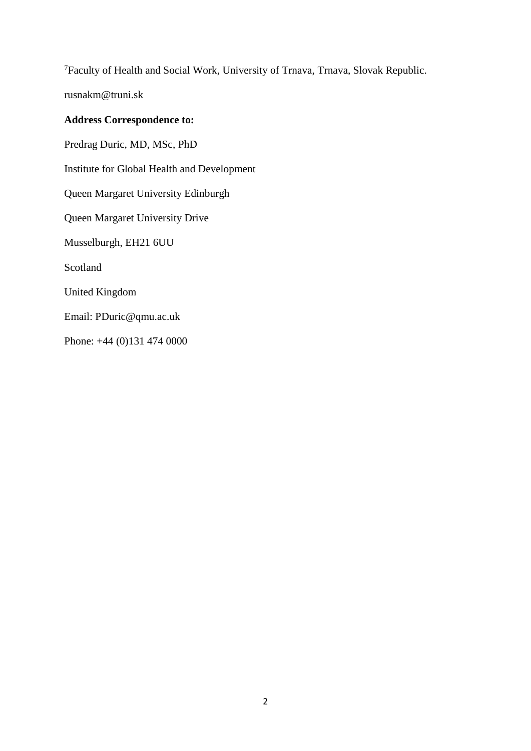[7]Faculty of Health and Social Work, University of Trnava, Trnava, Slovak Republic.

rusnakm@truni.sk

**Address Correspondence to:**

Predrag Duric, MD, MSc, PhD

Institute for Global Health and Development

Queen Margaret University Edinburgh

Queen Margaret University Drive

Musselburgh, EH21 6UU

Scotland

United Kingdom

Email: PDuric@qmu.ac.uk

Phone: +44 (0)131 474 0000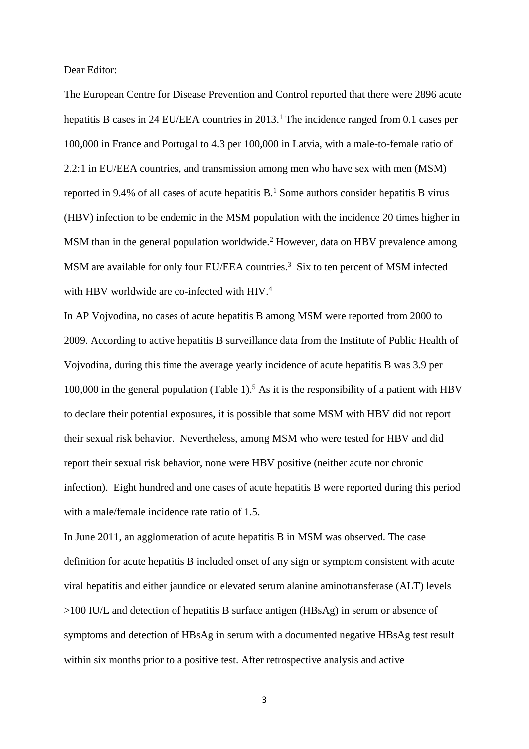Dear Editor:

The European Centre for Disease Prevention and Control reported that there were 2896 acute hepatitis B cases in 24 EU/EEA countries in 2013.[1] The incidence ranged from 0.1 cases per 100,000 in France and Portugal to 4.3 per 100,000 in Latvia, with a male-to-female ratio of 2.2:1 in EU/EEA countries, and transmission among men who have sex with men (MSM) reported in 9.4% of all cases of acute hepatitis B.[1] Some authors consider hepatitis B virus (HBV) infection to be endemic in the MSM population with the incidence 20 times higher in MSM than in the general population worldwide.[2] However, data on HBV prevalence among MSM are available for only four EU/EEA countries.[3] Six to ten percent of MSM infected with HBV worldwide are co-infected with HIV.[4]

In AP Vojvodina, no cases of acute hepatitis B among MSM were reported from 2000 to 2009. According to active hepatitis B surveillance data from the Institute of Public Health of Vojvodina, during this time the average yearly incidence of acute hepatitis B was 3.9 per 100,000 in the general population (Table 1).[5] As it is the responsibility of a patient with HBV to declare their potential exposures, it is possible that some MSM with HBV did not report their sexual risk behavior. Nevertheless, among MSM who were tested for HBV and did report their sexual risk behavior, none were HBV positive (neither acute nor chronic infection). Eight hundred and one cases of acute hepatitis B were reported during this period with a male/female incidence rate ratio of 1.5.

In June 2011, an agglomeration of acute hepatitis B in MSM was observed. The case definition for acute hepatitis B included onset of any sign or symptom consistent with acute viral hepatitis and either jaundice or elevated serum alanine aminotransferase (ALT) levels >100 IU/L and detection of hepatitis B surface antigen (HBsAg) in serum or absence of symptoms and detection of HBsAg in serum with a documented negative HBsAg test result within six months prior to a positive test. After retrospective analysis and active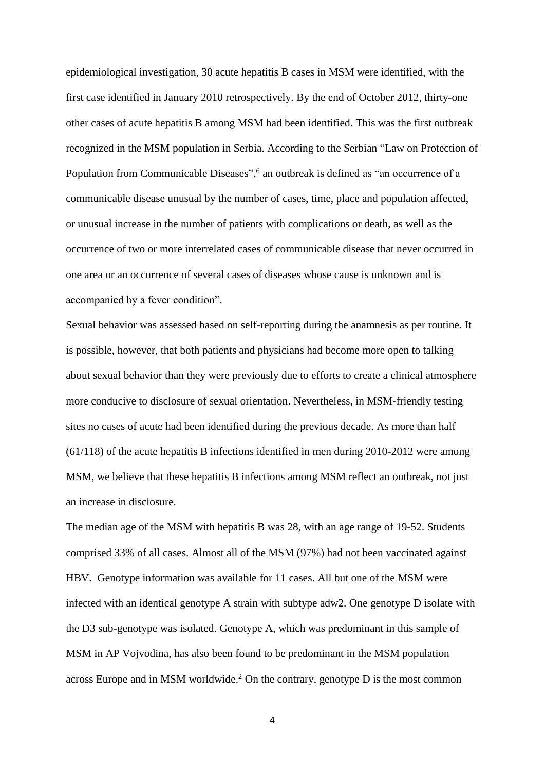epidemiological investigation, 30 acute hepatitis B cases in MSM were identified, with the first case identified in January 2010 retrospectively. By the end of October 2012, thirty-one other cases of acute hepatitis B among MSM had been identified. This was the first outbreak recognized in the MSM population in Serbia. According to the Serbian "Law on Protection of Population from Communicable Diseases",[6] an outbreak is defined as "an occurrence of a communicable disease unusual by the number of cases, time, place and population affected, or unusual increase in the number of patients with complications or death, as well as the occurrence of two or more interrelated cases of communicable disease that never occurred in one area or an occurrence of several cases of diseases whose cause is unknown and is accompanied by a fever condition".

Sexual behavior was assessed based on self-reporting during the anamnesis as per routine. It is possible, however, that both patients and physicians had become more open to talking about sexual behavior than they were previously due to efforts to create a clinical atmosphere more conducive to disclosure of sexual orientation. Nevertheless, in MSM-friendly testing sites no cases of acute had been identified during the previous decade. As more than half (61/118) of the acute hepatitis B infections identified in men during 2010-2012 were among MSM, we believe that these hepatitis B infections among MSM reflect an outbreak, not just an increase in disclosure.

The median age of the MSM with hepatitis B was 28, with an age range of 19-52. Students comprised 33% of all cases. Almost all of the MSM (97%) had not been vaccinated against HBV. Genotype information was available for 11 cases. All but one of the MSM were infected with an identical genotype A strain with subtype adw2. One genotype D isolate with the D3 sub-genotype was isolated. Genotype A, which was predominant in this sample of MSM in AP Vojvodina, has also been found to be predominant in the MSM population across Europe and in MSM worldwide.[2] On the contrary, genotype D is the most common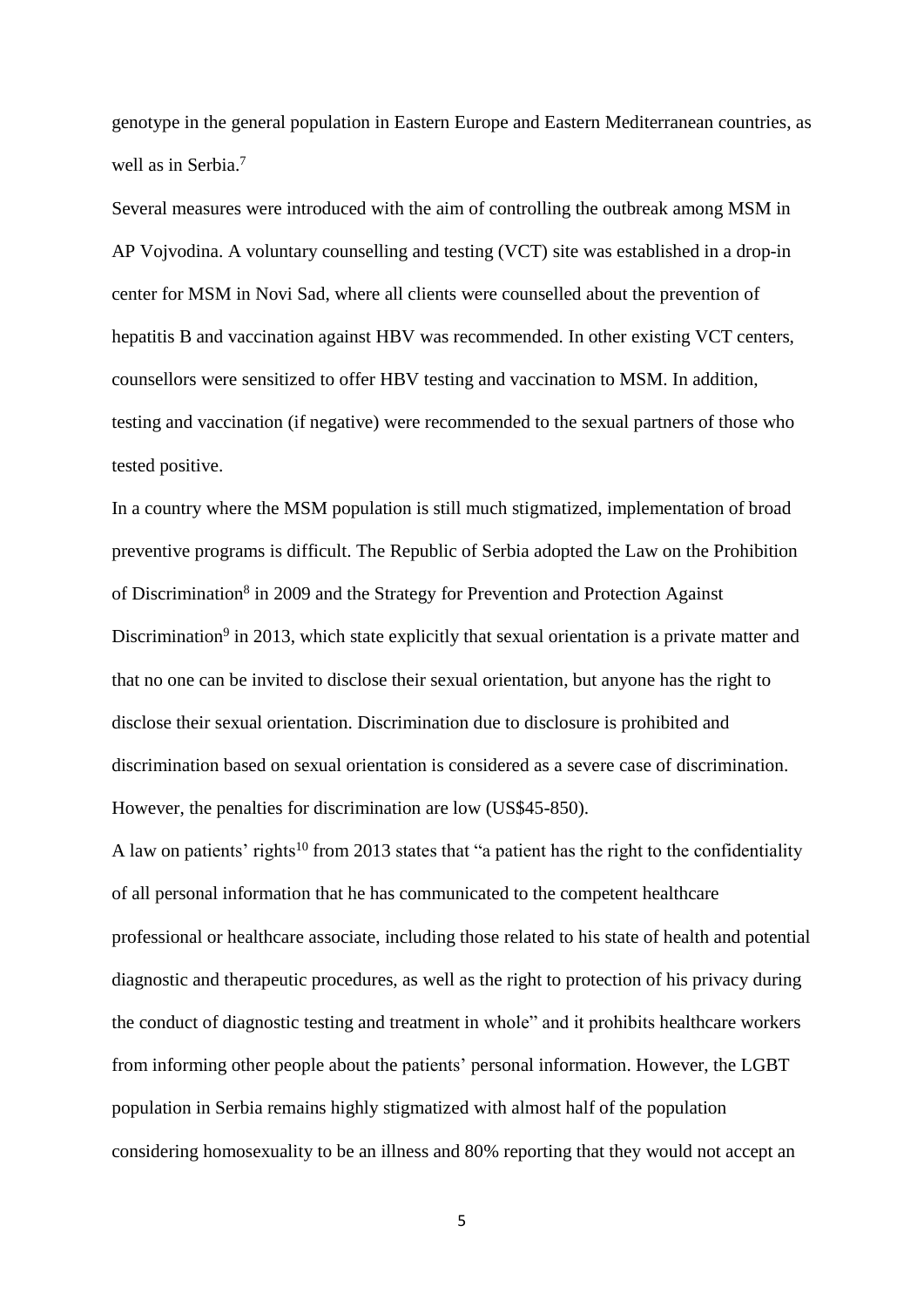genotype in the general population in Eastern Europe and Eastern Mediterranean countries, as well as in Serbia.[7]

Several measures were introduced with the aim of controlling the outbreak among MSM in AP Vojvodina. A voluntary counselling and testing (VCT) site was established in a drop-in center for MSM in Novi Sad, where all clients were counselled about the prevention of hepatitis B and vaccination against HBV was recommended. In other existing VCT centers, counsellors were sensitized to offer HBV testing and vaccination to MSM. In addition, testing and vaccination (if negative) were recommended to the sexual partners of those who tested positive.

In a country where the MSM population is still much stigmatized, implementation of broad preventive programs is difficult. The Republic of Serbia adopted the Law on the Prohibition of Discrimination[8] in 2009 and the Strategy for Prevention and Protection Against Discrimination[9] in 2013, which state explicitly that sexual orientation is a private matter and that no one can be invited to disclose their sexual orientation, but anyone has the right to disclose their sexual orientation. Discrimination due to disclosure is prohibited and discrimination based on sexual orientation is considered as a severe case of discrimination. However, the penalties for discrimination are low (US$45-850).

A law on patients' rights[10] from 2013 states that "a patient has the right to the confidentiality of all personal information that he has communicated to the competent healthcare professional or healthcare associate, including those related to his state of health and potential diagnostic and therapeutic procedures, as well as the right to protection of his privacy during the conduct of diagnostic testing and treatment in whole" and it prohibits healthcare workers from informing other people about the patients' personal information. However, the LGBT population in Serbia remains highly stigmatized with almost half of the population considering homosexuality to be an illness and 80% reporting that they would not accept an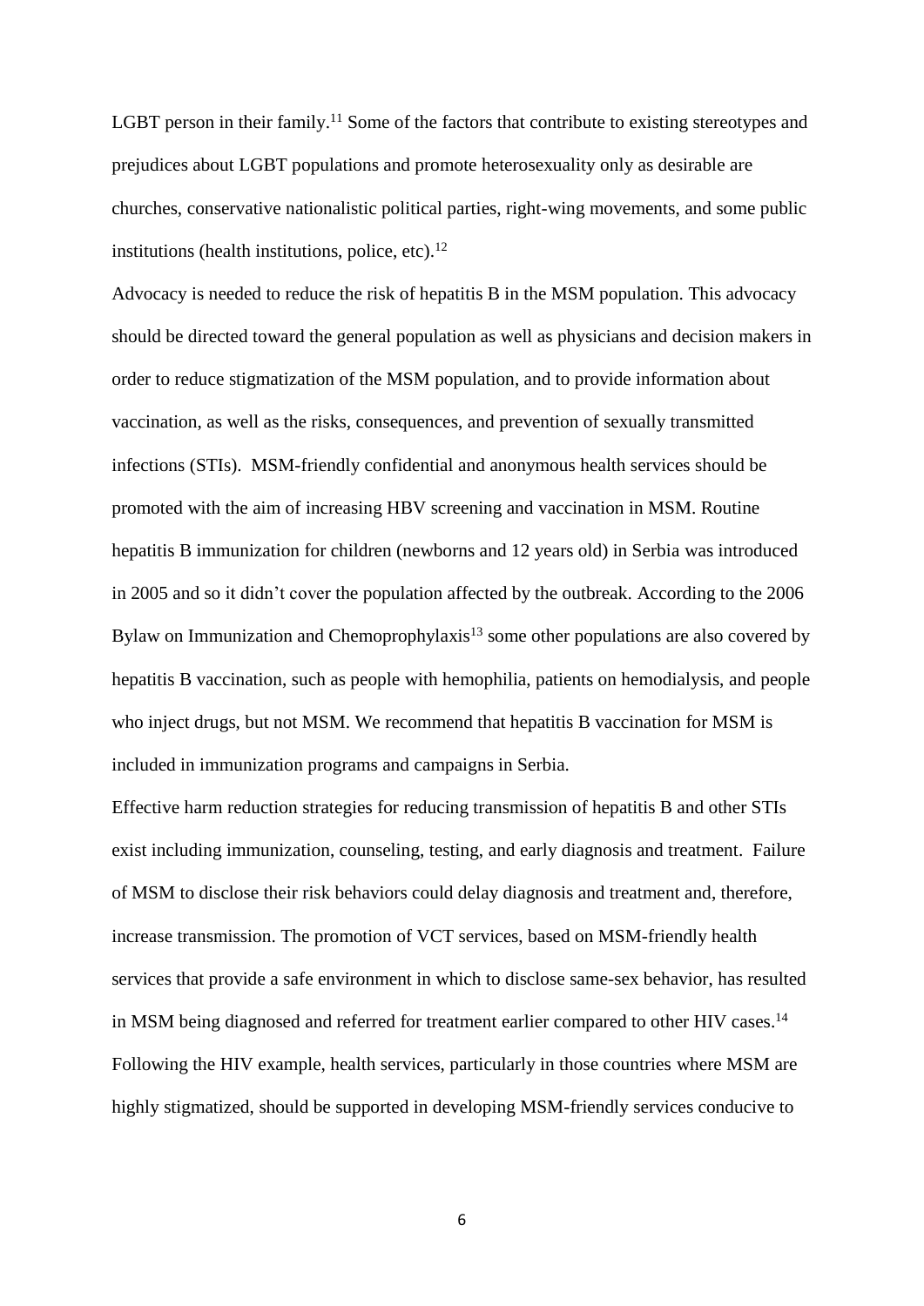LGBT person in their family.[11] Some of the factors that contribute to existing stereotypes and prejudices about LGBT populations and promote heterosexuality only as desirable are churches, conservative nationalistic political parties, right-wing movements, and some public institutions (health institutions, police, etc).[12]

Advocacy is needed to reduce the risk of hepatitis B in the MSM population. This advocacy should be directed toward the general population as well as physicians and decision makers in order to reduce stigmatization of the MSM population, and to provide information about vaccination, as well as the risks, consequences, and prevention of sexually transmitted infections (STIs). MSM-friendly confidential and anonymous health services should be promoted with the aim of increasing HBV screening and vaccination in MSM. Routine hepatitis B immunization for children (newborns and 12 years old) in Serbia was introduced in 2005 and so it didn't cover the population affected by the outbreak. According to the 2006 Bylaw on Immunization and Chemoprophylaxis[13] some other populations are also covered by hepatitis B vaccination, such as people with hemophilia, patients on hemodialysis, and people who inject drugs, but not MSM. We recommend that hepatitis B vaccination for MSM is included in immunization programs and campaigns in Serbia.

Effective harm reduction strategies for reducing transmission of hepatitis B and other STIs exist including immunization, counseling, testing, and early diagnosis and treatment. Failure of MSM to disclose their risk behaviors could delay diagnosis and treatment and, therefore, increase transmission. The promotion of VCT services, based on MSM-friendly health services that provide a safe environment in which to disclose same-sex behavior, has resulted in MSM being diagnosed and referred for treatment earlier compared to other HIV cases.[14] Following the HIV example, health services, particularly in those countries where MSM are highly stigmatized, should be supported in developing MSM-friendly services conducive to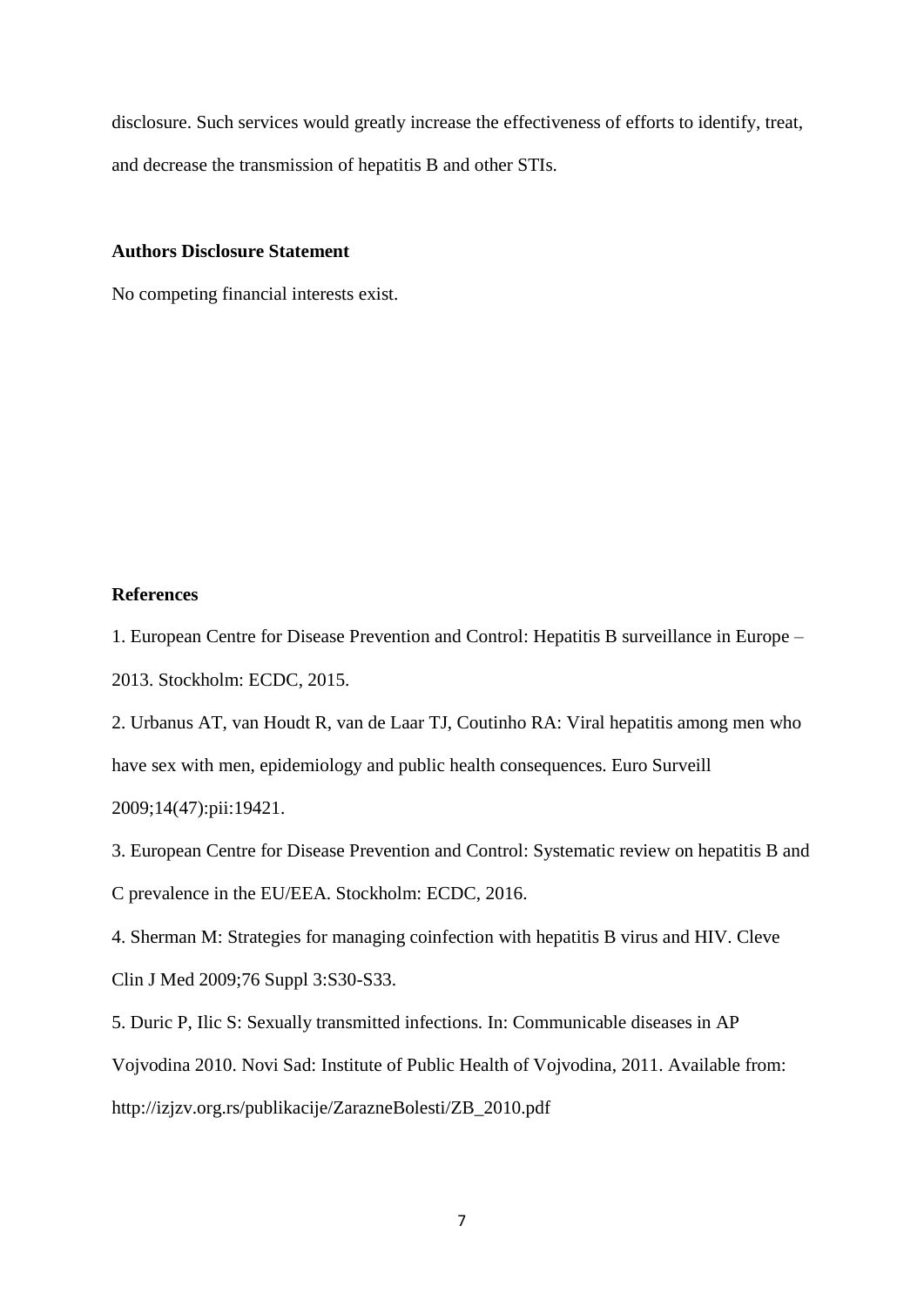disclosure. Such services would greatly increase the effectiveness of efforts to identify, treat, and decrease the transmission of hepatitis B and other STIs.

**Authors Disclosure Statement**

No competing financial interests exist.

**References**

1. European Centre for Disease Prevention and Control: Hepatitis B surveillance in Europe – 2013. Stockholm: ECDC, 2015.
2. Urbanus AT, van Houdt R, van de Laar TJ, Coutinho RA: Viral hepatitis among men who have sex with men, epidemiology and public health consequences. Euro Surveill 2009;14(47):pii:19421.
3. European Centre for Disease Prevention and Control: Systematic review on hepatitis B and C prevalence in the EU/EEA. Stockholm: ECDC, 2016.
4. Sherman M: Strategies for managing coinfection with hepatitis B virus and HIV. Cleve Clin J Med 2009;76 Suppl 3:S30-S33.
5. Duric P, Ilic S: Sexually transmitted infections. In: Communicable diseases in AP Vojvodina 2010. Novi Sad: Institute of Public Health of Vojvodina, 2011. Available from: http://izjzv.org.rs/publikacije/ZarazneBolesti/ZB_2010.pdf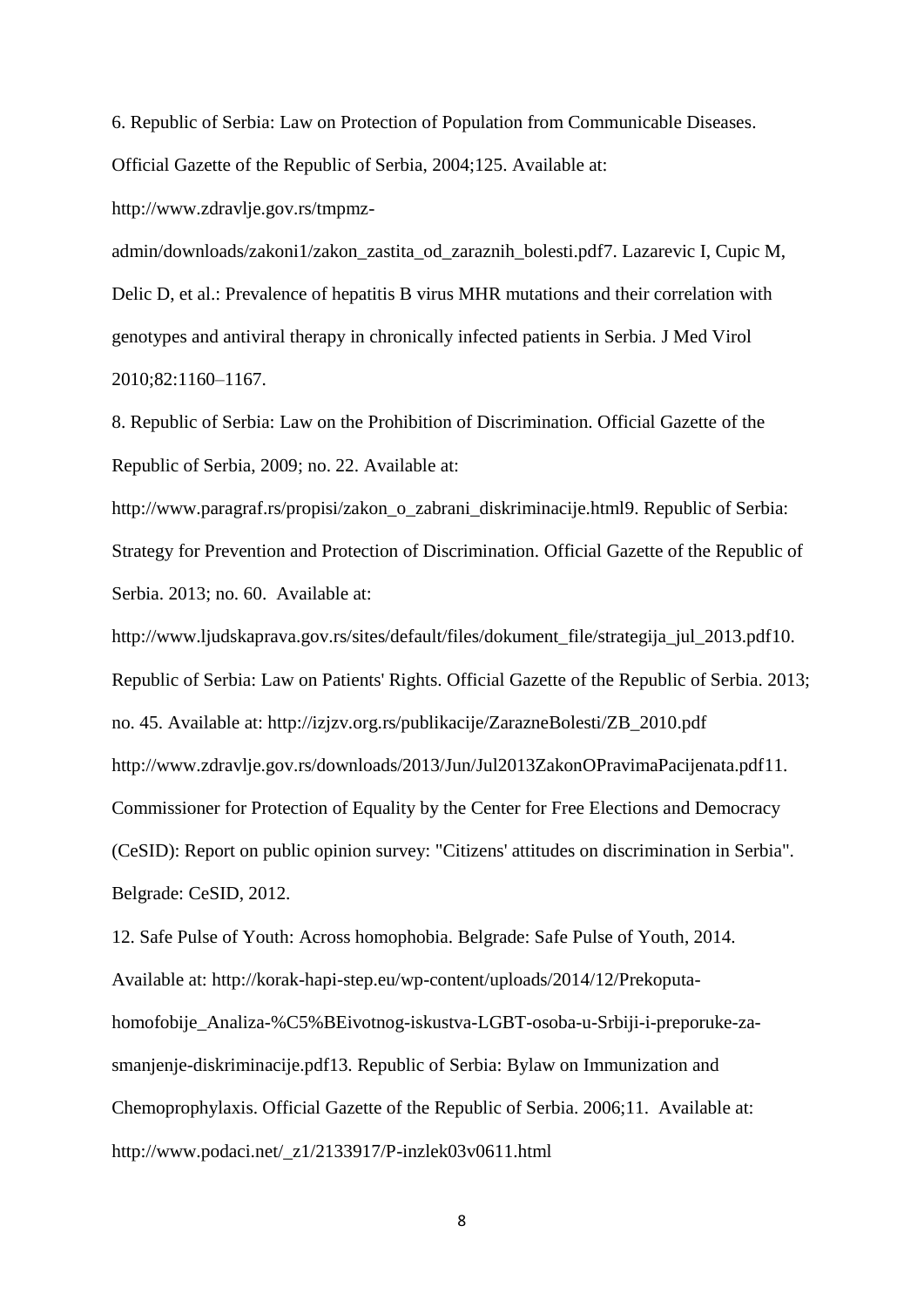6. Republic of Serbia: Law on Protection of Population from Communicable Diseases. Official Gazette of the Republic of Serbia, 2004;125. Available at: http://www.zdravlje.gov.rs/tmpmz-admin/downloads/zakoni1/zakon_zastita_od_zaraznih_bolesti.pdf

7. Lazarevic I, Cupic M, Delic D, et al.: Prevalence of hepatitis B virus MHR mutations and their correlation with genotypes and antiviral therapy in chronically infected patients in Serbia. J Med Virol 2010;82:1160–1167.

8. Republic of Serbia: Law on the Prohibition of Discrimination. Official Gazette of the Republic of Serbia, 2009; no. 22. Available at: http://www.paragraf.rs/propisi/zakon_o_zabrani_diskriminacije.html

9. Republic of Serbia: Strategy for Prevention and Protection of Discrimination. Official Gazette of the Republic of Serbia. 2013; no. 60. Available at: http://www.ljudskaprava.gov.rs/sites/default/files/dokument_file/strategija_jul_2013.pdf

10. Republic of Serbia: Law on Patients' Rights. Official Gazette of the Republic of Serbia. 2013; no. 45. Available at: http://izjzv.org.rs/publikacije/ZarazneBolesti/ZB_2010.pdf http://www.zdravlje.gov.rs/downloads/2013/Jun/Jul2013ZakonOPravimaPacijenata.pdf

11. Commissioner for Protection of Equality by the Center for Free Elections and Democracy (CeSID): Report on public opinion survey: "Citizens' attitudes on discrimination in Serbia". Belgrade: CeSID, 2012.

12. Safe Pulse of Youth: Across homophobia. Belgrade: Safe Pulse of Youth, 2014. Available at: http://korak-hapi-step.eu/wp-content/uploads/2014/12/Prekoputa-homofobije_Analiza-%C5%BEivotnog-iskustva-LGBT-osoba-u-Srbiji-i-preporuke-za-smanjenje-diskriminacije.pdf

13. Republic of Serbia: Bylaw on Immunization and Chemoprophylaxis. Official Gazette of the Republic of Serbia. 2006;11. Available at: http://www.podaci.net/_z1/2133917/P-inzlek03v0611.html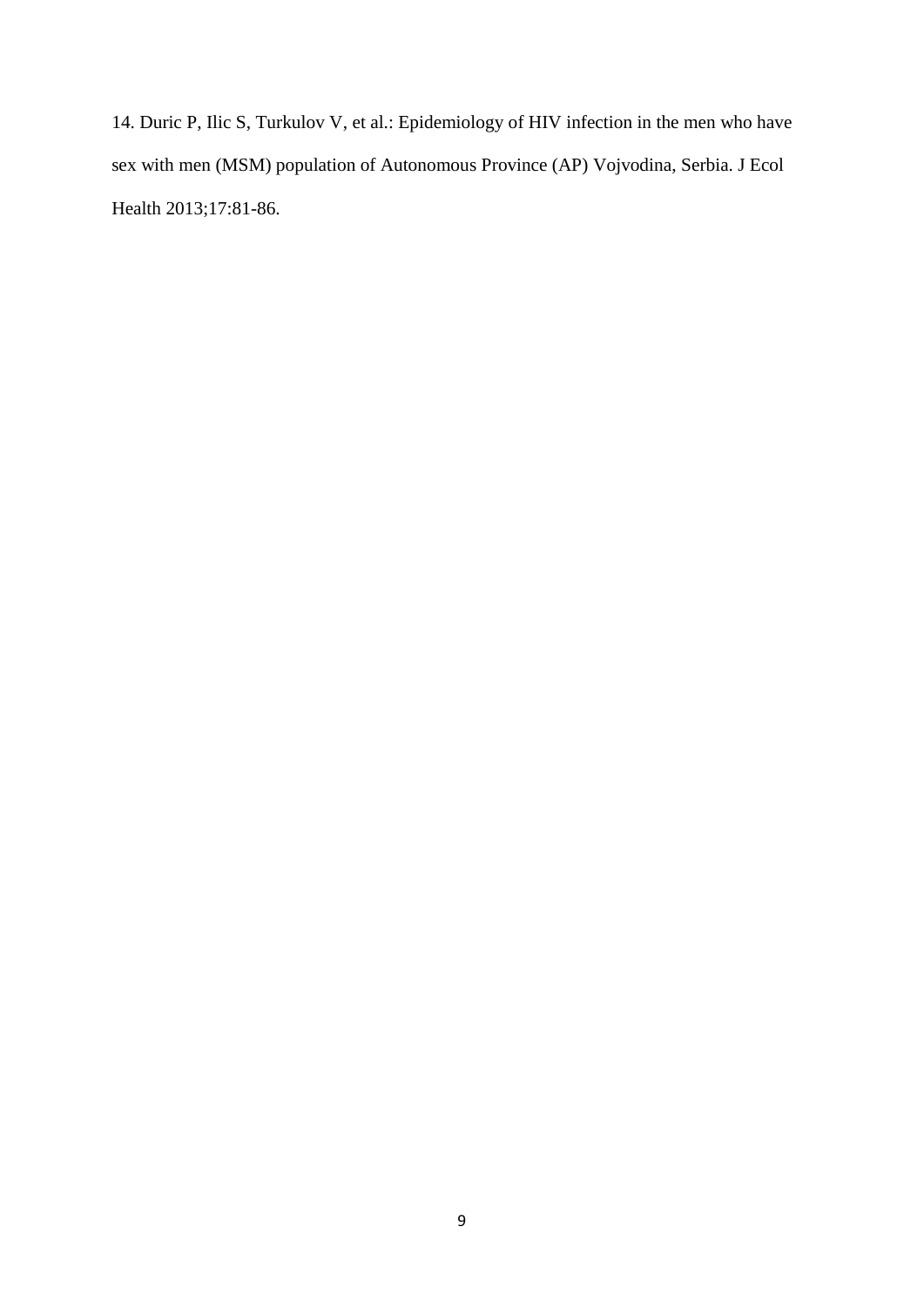14. Duric P, Ilic S, Turkulov V, et al.: Epidemiology of HIV infection in the men who have sex with men (MSM) population of Autonomous Province (AP) Vojvodina, Serbia. J Ecol Health 2013;17:81-86.